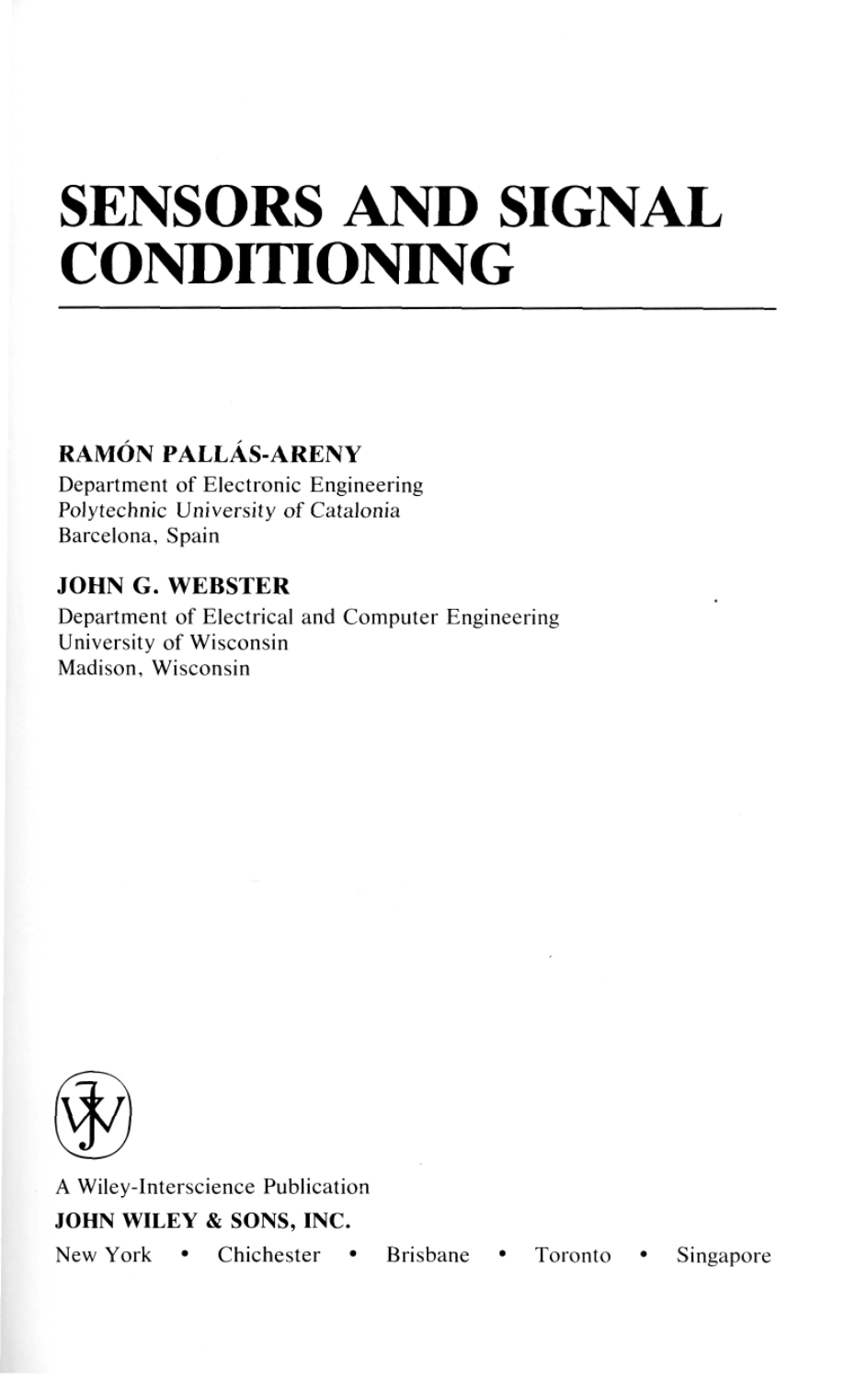# SENSORS AND SIGNAL CONDITIONING

**RAMÓN PALLÁS-ARENY**

Department of Electronic Engineering
Polytechnic University of Catalonia
Barcelona, Spain

**JOHN G. WEBSTER**

Department of Electrical and Computer Engineering
University of Wisconsin
Madison, Wisconsin

A Wiley-Interscience Publication

**JOHN WILEY & SONS, INC.**

New York • Chichester • Brisbane • Toronto • Singapore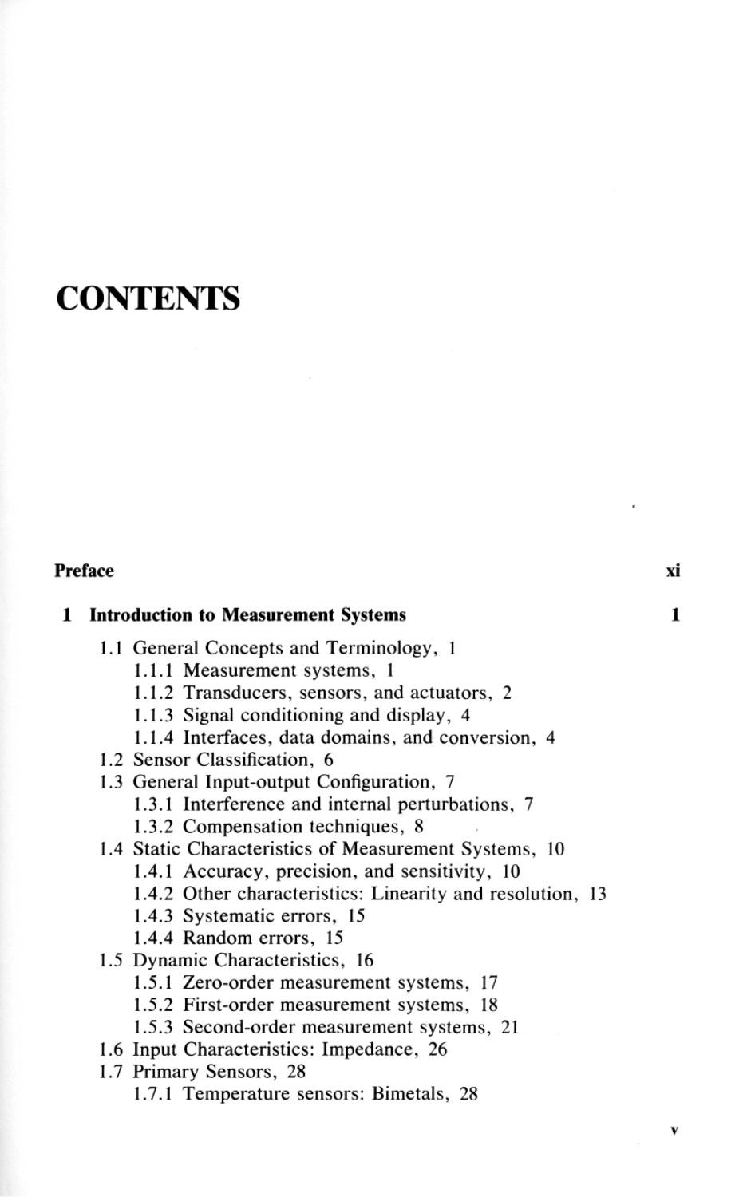# CONTENTS

**Preface** **xi**

**1 Introduction to Measurement Systems** **1**

- 1.1 General Concepts and Terminology, 1
  - 1.1.1 Measurement systems, 1
  - 1.1.2 Transducers, sensors, and actuators, 2
  - 1.1.3 Signal conditioning and display, 4
  - 1.1.4 Interfaces, data domains, and conversion, 4
- 1.2 Sensor Classification, 6
- 1.3 General Input-output Configuration, 7
  - 1.3.1 Interference and internal perturbations, 7
  - 1.3.2 Compensation techniques, 8
- 1.4 Static Characteristics of Measurement Systems, 10
  - 1.4.1 Accuracy, precision, and sensitivity, 10
  - 1.4.2 Other characteristics: Linearity and resolution, 13
  - 1.4.3 Systematic errors, 15
  - 1.4.4 Random errors, 15
- 1.5 Dynamic Characteristics, 16
  - 1.5.1 Zero-order measurement systems, 17
  - 1.5.2 First-order measurement systems, 18
  - 1.5.3 Second-order measurement systems, 21
- 1.6 Input Characteristics: Impedance, 26
- 1.7 Primary Sensors, 28
  - 1.7.1 Temperature sensors: Bimetals, 28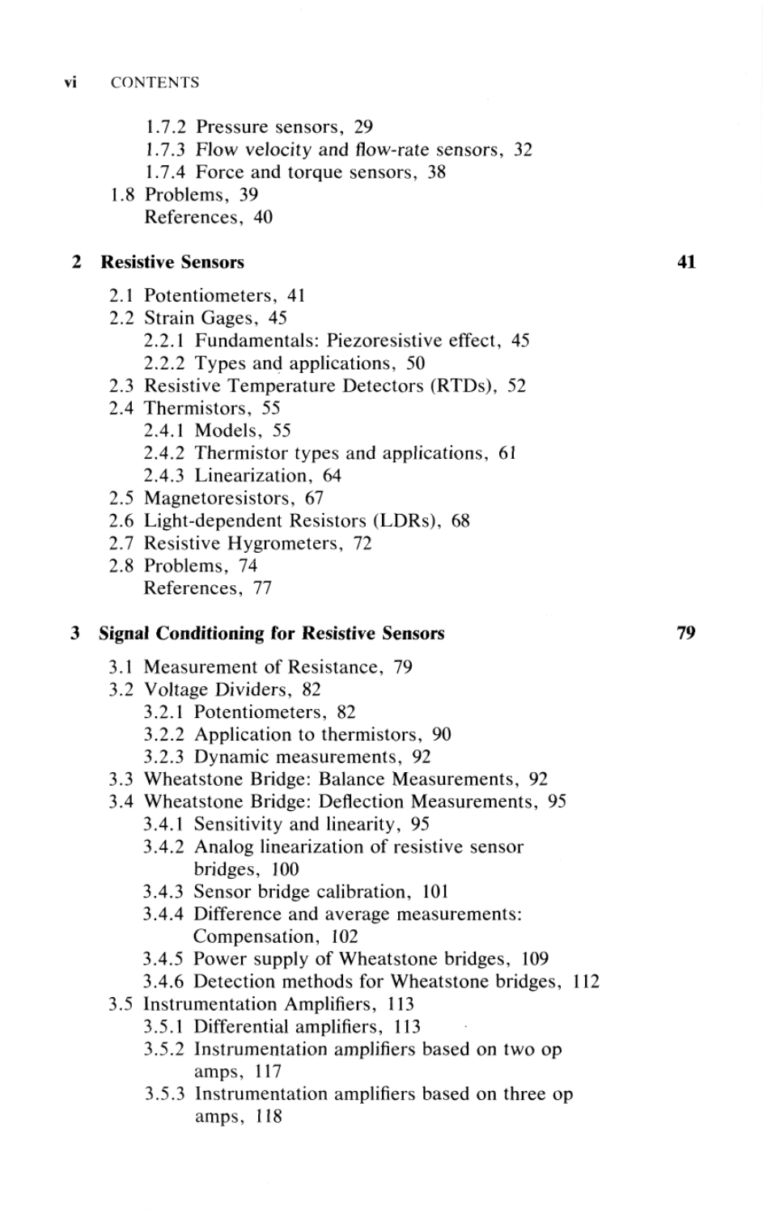- 1.7.2 Pressure sensors, 29
- 1.7.3 Flow velocity and flow-rate sensors, 32
- 1.7.4 Force and torque sensors, 38
- 1.8 Problems, 39
- References, 40

**2 Resistive Sensors** — **41**

- 2.1 Potentiometers, 41
- 2.2 Strain Gages, 45
  - 2.2.1 Fundamentals: Piezoresistive effect, 45
  - 2.2.2 Types and applications, 50
- 2.3 Resistive Temperature Detectors (RTDs), 52
- 2.4 Thermistors, 55
  - 2.4.1 Models, 55
  - 2.4.2 Thermistor types and applications, 61
  - 2.4.3 Linearization, 64
- 2.5 Magnetoresistors, 67
- 2.6 Light-dependent Resistors (LDRs), 68
- 2.7 Resistive Hygrometers, 72
- 2.8 Problems, 74
- References, 77

**3 Signal Conditioning for Resistive Sensors** — **79**

- 3.1 Measurement of Resistance, 79
- 3.2 Voltage Dividers, 82
  - 3.2.1 Potentiometers, 82
  - 3.2.2 Application to thermistors, 90
  - 3.2.3 Dynamic measurements, 92
- 3.3 Wheatstone Bridge: Balance Measurements, 92
- 3.4 Wheatstone Bridge: Deflection Measurements, 95
  - 3.4.1 Sensitivity and linearity, 95
  - 3.4.2 Analog linearization of resistive sensor bridges, 100
  - 3.4.3 Sensor bridge calibration, 101
  - 3.4.4 Difference and average measurements: Compensation, 102
  - 3.4.5 Power supply of Wheatstone bridges, 109
  - 3.4.6 Detection methods for Wheatstone bridges, 112
- 3.5 Instrumentation Amplifiers, 113
  - 3.5.1 Differential amplifiers, 113
  - 3.5.2 Instrumentation amplifiers based on two op amps, 117
  - 3.5.3 Instrumentation amplifiers based on three op amps, 118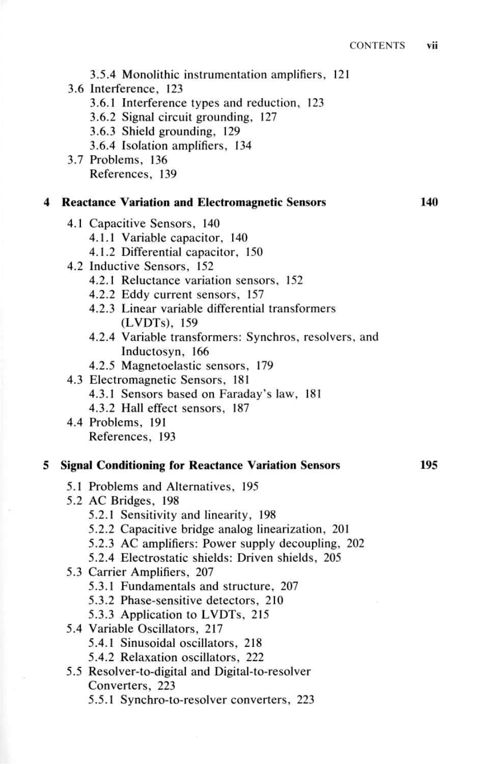3.5.4 Monolithic instrumentation amplifiers, 121

3.6 Interference, 123

3.6.1 Interference types and reduction, 123

3.6.2 Signal circuit grounding, 127

3.6.3 Shield grounding, 129

3.6.4 Isolation amplifiers, 134

3.7 Problems, 136

References, 139

**4 Reactance Variation and Electromagnetic Sensors 140**

4.1 Capacitive Sensors, 140

4.1.1 Variable capacitor, 140

4.1.2 Differential capacitor, 150

4.2 Inductive Sensors, 152

4.2.1 Reluctance variation sensors, 152

4.2.2 Eddy current sensors, 157

4.2.3 Linear variable differential transformers (LVDTs), 159

4.2.4 Variable transformers: Synchros, resolvers, and Inductosyn, 166

4.2.5 Magnetoelastic sensors, 179

4.3 Electromagnetic Sensors, 181

4.3.1 Sensors based on Faraday's law, 181

4.3.2 Hall effect sensors, 187

4.4 Problems, 191

References, 193

**5 Signal Conditioning for Reactance Variation Sensors 195**

5.1 Problems and Alternatives, 195

5.2 AC Bridges, 198

5.2.1 Sensitivity and linearity, 198

5.2.2 Capacitive bridge analog linearization, 201

5.2.3 AC amplifiers: Power supply decoupling, 202

5.2.4 Electrostatic shields: Driven shields, 205

5.3 Carrier Amplifiers, 207

5.3.1 Fundamentals and structure, 207

5.3.2 Phase-sensitive detectors, 210

5.3.3 Application to LVDTs, 215

5.4 Variable Oscillators, 217

5.4.1 Sinusoidal oscillators, 218

5.4.2 Relaxation oscillators, 222

5.5 Resolver-to-digital and Digital-to-resolver Converters, 223

5.5.1 Synchro-to-resolver converters, 223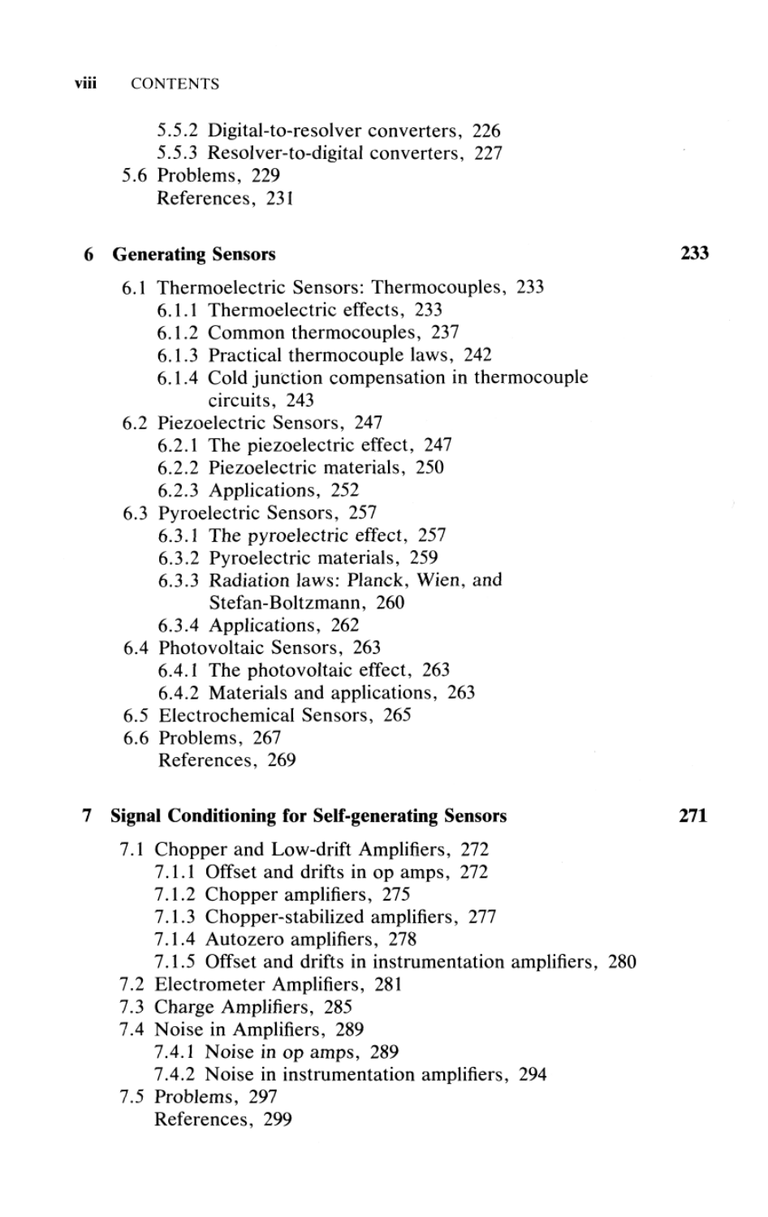5.5.2 Digital-to-resolver converters, 226
5.5.3 Resolver-to-digital converters, 227
5.6 Problems, 229
References, 231

## 6 Generating Sensors — 233

6.1 Thermoelectric Sensors: Thermocouples, 233
- 6.1.1 Thermoelectric effects, 233
- 6.1.2 Common thermocouples, 237
- 6.1.3 Practical thermocouple laws, 242
- 6.1.4 Cold junction compensation in thermocouple circuits, 243

6.2 Piezoelectric Sensors, 247
- 6.2.1 The piezoelectric effect, 247
- 6.2.2 Piezoelectric materials, 250
- 6.2.3 Applications, 252

6.3 Pyroelectric Sensors, 257
- 6.3.1 The pyroelectric effect, 257
- 6.3.2 Pyroelectric materials, 259
- 6.3.3 Radiation laws: Planck, Wien, and Stefan-Boltzmann, 260
- 6.3.4 Applications, 262

6.4 Photovoltaic Sensors, 263
- 6.4.1 The photovoltaic effect, 263
- 6.4.2 Materials and applications, 263

6.5 Electrochemical Sensors, 265
6.6 Problems, 267
References, 269

## 7 Signal Conditioning for Self-generating Sensors — 271

7.1 Chopper and Low-drift Amplifiers, 272
- 7.1.1 Offset and drifts in op amps, 272
- 7.1.2 Chopper amplifiers, 275
- 7.1.3 Chopper-stabilized amplifiers, 277
- 7.1.4 Autozero amplifiers, 278
- 7.1.5 Offset and drifts in instrumentation amplifiers, 280

7.2 Electrometer Amplifiers, 281
7.3 Charge Amplifiers, 285
7.4 Noise in Amplifiers, 289
- 7.4.1 Noise in op amps, 289
- 7.4.2 Noise in instrumentation amplifiers, 294

7.5 Problems, 297
References, 299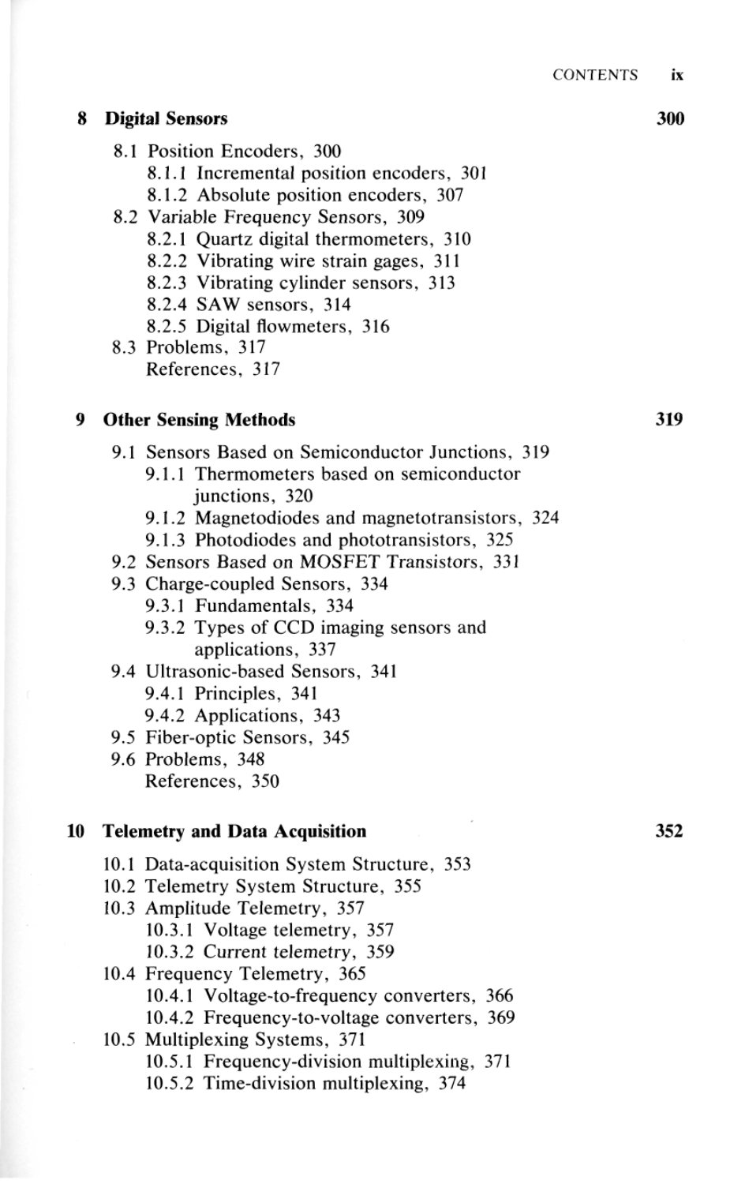**8 Digital Sensors** **300**

- 8.1 Position Encoders, 300
  - 8.1.1 Incremental position encoders, 301
  - 8.1.2 Absolute position encoders, 307
- 8.2 Variable Frequency Sensors, 309
  - 8.2.1 Quartz digital thermometers, 310
  - 8.2.2 Vibrating wire strain gages, 311
  - 8.2.3 Vibrating cylinder sensors, 313
  - 8.2.4 SAW sensors, 314
  - 8.2.5 Digital flowmeters, 316
- 8.3 Problems, 317
  - References, 317

**9 Other Sensing Methods** **319**

- 9.1 Sensors Based on Semiconductor Junctions, 319
  - 9.1.1 Thermometers based on semiconductor junctions, 320
  - 9.1.2 Magnetodiodes and magnetotransistors, 324
  - 9.1.3 Photodiodes and phototransistors, 325
- 9.2 Sensors Based on MOSFET Transistors, 331
- 9.3 Charge-coupled Sensors, 334
  - 9.3.1 Fundamentals, 334
  - 9.3.2 Types of CCD imaging sensors and applications, 337
- 9.4 Ultrasonic-based Sensors, 341
  - 9.4.1 Principles, 341
  - 9.4.2 Applications, 343
- 9.5 Fiber-optic Sensors, 345
- 9.6 Problems, 348
  - References, 350

**10 Telemetry and Data Acquisition** **352**

- 10.1 Data-acquisition System Structure, 353
- 10.2 Telemetry System Structure, 355
- 10.3 Amplitude Telemetry, 357
  - 10.3.1 Voltage telemetry, 357
  - 10.3.2 Current telemetry, 359
- 10.4 Frequency Telemetry, 365
  - 10.4.1 Voltage-to-frequency converters, 366
  - 10.4.2 Frequency-to-voltage converters, 369
- 10.5 Multiplexing Systems, 371
  - 10.5.1 Frequency-division multiplexing, 371
  - 10.5.2 Time-division multiplexing, 374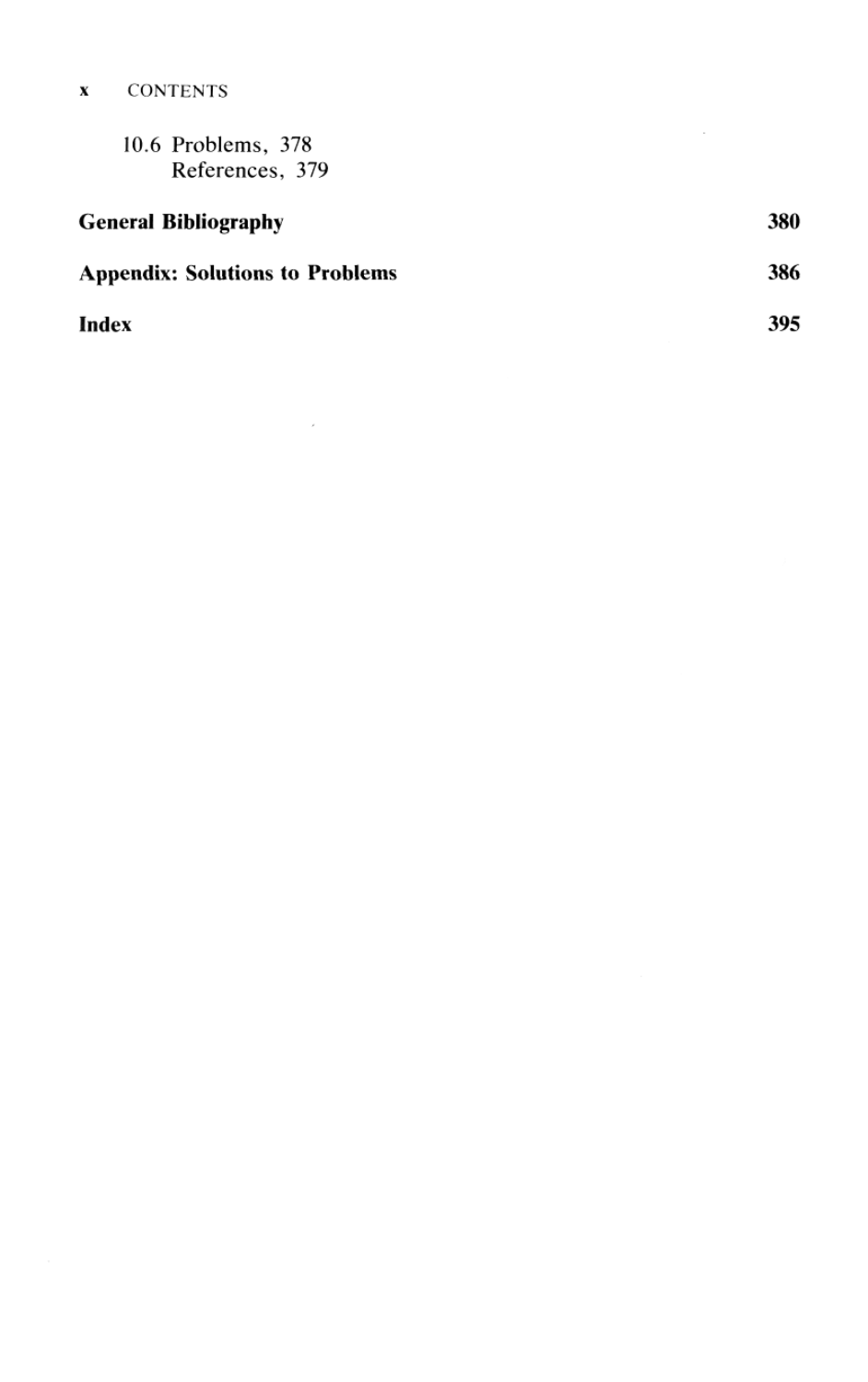10.6 Problems, 378

References, 379

**General Bibliography** 380

**Appendix: Solutions to Problems** 386

**Index** 395